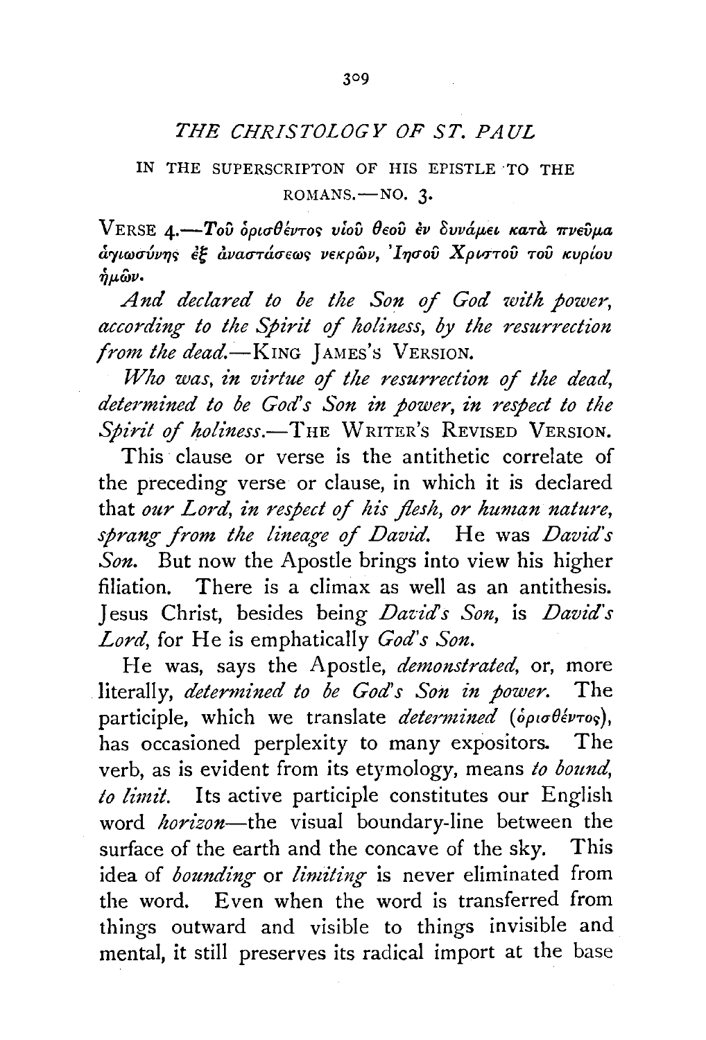# THE CHRISTOLOGY OF ST. PAUL

## IN THE SUPERSCRIPTON OF HIS EPISTLE TO THE ROMANS.—NO. 3.

VERSE 4.—*Τοῦ ὁρισθέντος υἱοῦ θεοῦ ἐν δυνάμει κατὰ πνεῦμα ἁγιωσύνης ἐξ ἀναστάσεως νεκρῶν, Ἰησοῦ Χριστοῦ τοῦ κυρίου ἡμῶν.*

*And declared to be the Son of God with power, according to the Spirit of holiness, by the resurrection from the dead.*—KING JAMES'S VERSION.

*Who was, in virtue of the resurrection of the dead, determined to be God's Son in power, in respect to the Spirit of holiness.*—THE WRITER'S REVISED VERSION.

This clause or verse is the antithetic correlate of the preceding verse or clause, in which it is declared that *our Lord, in respect of his flesh, or human nature, sprang from the lineage of David.* He was *David's Son.* But now the Apostle brings into view his higher filiation. There is a climax as well as an antithesis. Jesus Christ, besides being *David's Son,* is *David's Lord,* for He is emphatically *God's Son.*

He was, says the Apostle, *demonstrated,* or, more literally, *determined to be God's Son in power.* The participle, which we translate *determined* (ὁρισθέντος), has occasioned perplexity to many expositors. The verb, as is evident from its etymology, means *to bound, to limit.* Its active participle constitutes our English word *horizon*—the visual boundary-line between the surface of the earth and the concave of the sky. This idea of *bounding* or *limiting* is never eliminated from the word. Even when the word is transferred from things outward and visible to things invisible and mental, it still preserves its radical import at the base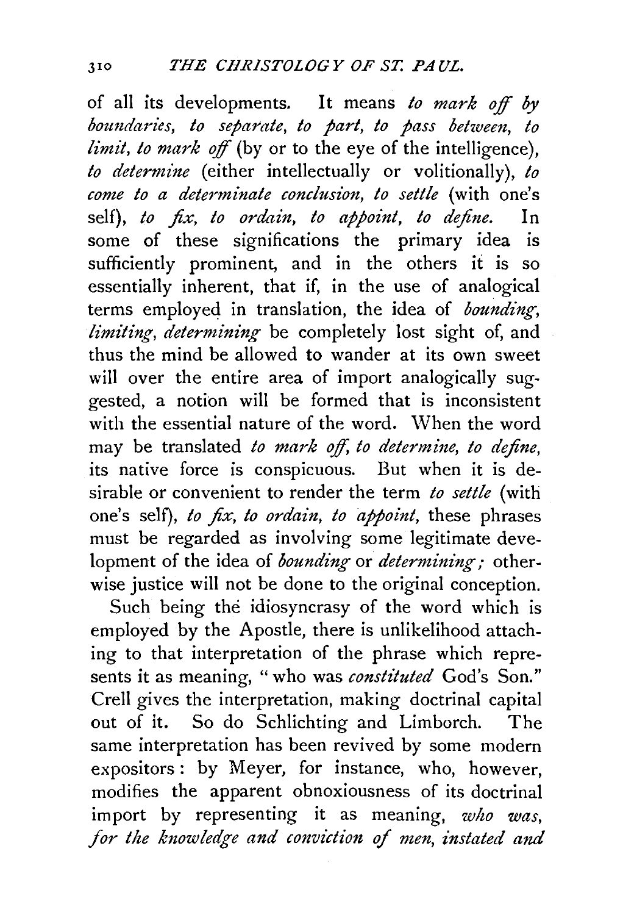of all its developments. It means *to mark off by boundaries, to separate, to part, to pass between, to limit, to mark off* (by or to the eye of the intelligence), *to determine* (either intellectually or volitionally), *to come to a determinate conclusion, to settle* (with one's self), *to fix, to ordain, to appoint, to define*. In some of these significations the primary idea is sufficiently prominent, and in the others it is so essentially inherent, that if, in the use of analogical terms employed in translation, the idea of *bounding, limiting, determining* be completely lost sight of, and thus the mind be allowed to wander at its own sweet will over the entire area of import analogically suggested, a notion will be formed that is inconsistent with the essential nature of the word. When the word may be translated *to mark off, to determine, to define*, its native force is conspicuous. But when it is desirable or convenient to render the term *to settle* (with one's self), *to fix, to ordain, to appoint*, these phrases must be regarded as involving some legitimate development of the idea of *bounding* or *determining*; otherwise justice will not be done to the original conception.

Such being the idiosyncrasy of the word which is employed by the Apostle, there is unlikelihood attaching to that interpretation of the phrase which represents it as meaning, "who was *constituted* God's Son." Crell gives the interpretation, making doctrinal capital out of it. So do Schlichting and Limborch. The same interpretation has been revived by some modern expositors: by Meyer, for instance, who, however, modifies the apparent obnoxiousness of its doctrinal import by representing it as meaning, *who was, for the knowledge and conviction of men, instated and*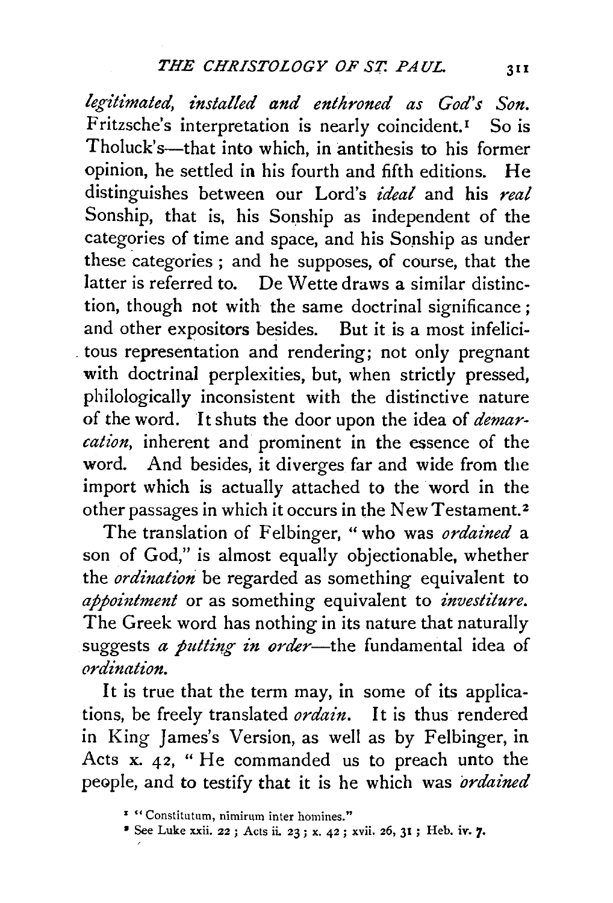*legitimated, installed and enthroned as God's Son.* Fritzsche's interpretation is nearly coincident.[1] So is Tholuck's—that into which, in antithesis to his former opinion, he settled in his fourth and fifth editions. He distinguishes between our Lord's *ideal* and his *real* Sonship, that is, his Sonship as independent of the categories of time and space, and his Sonship as under these categories; and he supposes, of course, that the latter is referred to. De Wette draws a similar distinction, though not with the same doctrinal significance; and other expositors besides. But it is a most infelicitous representation and rendering; not only pregnant with doctrinal perplexities, but, when strictly pressed, philologically inconsistent with the distinctive nature of the word. It shuts the door upon the idea of *demarcation*, inherent and prominent in the essence of the word. And besides, it diverges far and wide from the import which is actually attached to the word in the other passages in which it occurs in the New Testament.[2]

The translation of Felbinger, "who was *ordained* a son of God," is almost equally objectionable, whether the *ordination* be regarded as something equivalent to *appointment* or as something equivalent to *investiture.* The Greek word has nothing in its nature that naturally suggests *a putting in order*—the fundamental idea of *ordination.*

It is true that the term may, in some of its applications, be freely translated *ordain.* It is thus rendered in King James's Version, as well as by Felbinger, in Acts x. 42, "He commanded us to preach unto the people, and to testify that it is he which was *ordained*

[1] "Constitutum, nimirum inter homines."

[2] See Luke xxii. 22; Acts ii. 23; x. 42; xvii. 26, 31; Heb. iv. 7.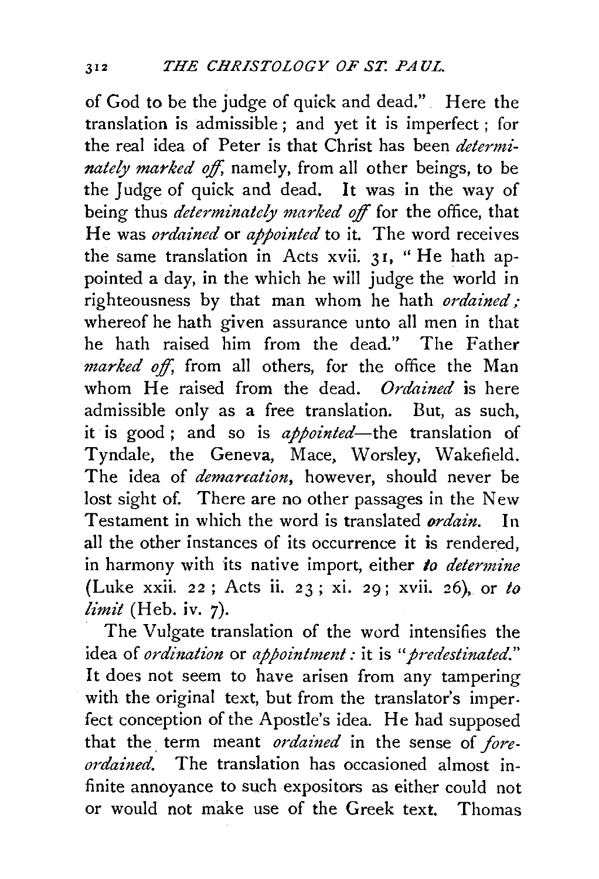of God to be the judge of quick and dead." Here the translation is admissible; and yet it is imperfect; for the real idea of Peter is that Christ has been *determinately marked off*, namely, from all other beings, to be the Judge of quick and dead. It was in the way of being thus *determinately marked off* for the office, that He was *ordained* or *appointed* to it. The word receives the same translation in Acts xvii. 31, "He hath appointed a day, in the which he will judge the world in righteousness by that man whom he hath *ordained;* whereof he hath given assurance unto all men in that he hath raised him from the dead." The Father *marked off*, from all others, for the office the Man whom He raised from the dead. *Ordained* is here admissible only as a free translation. But, as such, it is good; and so is *appointed*—the translation of Tyndale, the Geneva, Mace, Worsley, Wakefield. The idea of *demarcation*, however, should never be lost sight of. There are no other passages in the New Testament in which the word is translated *ordain*. In all the other instances of its occurrence it is rendered, in harmony with its native import, either *to determine* (Luke xxii. 22; Acts ii. 23; xi. 29; xvii. 26), or *to limit* (Heb. iv. 7).

The Vulgate translation of the word intensifies the idea of *ordination* or *appointment:* it is "*predestinated.*" It does not seem to have arisen from any tampering with the original text, but from the translator's imperfect conception of the Apostle's idea. He had supposed that the term meant *ordained* in the sense of *foreordained.* The translation has occasioned almost infinite annoyance to such expositors as either could not or would not make use of the Greek text. Thomas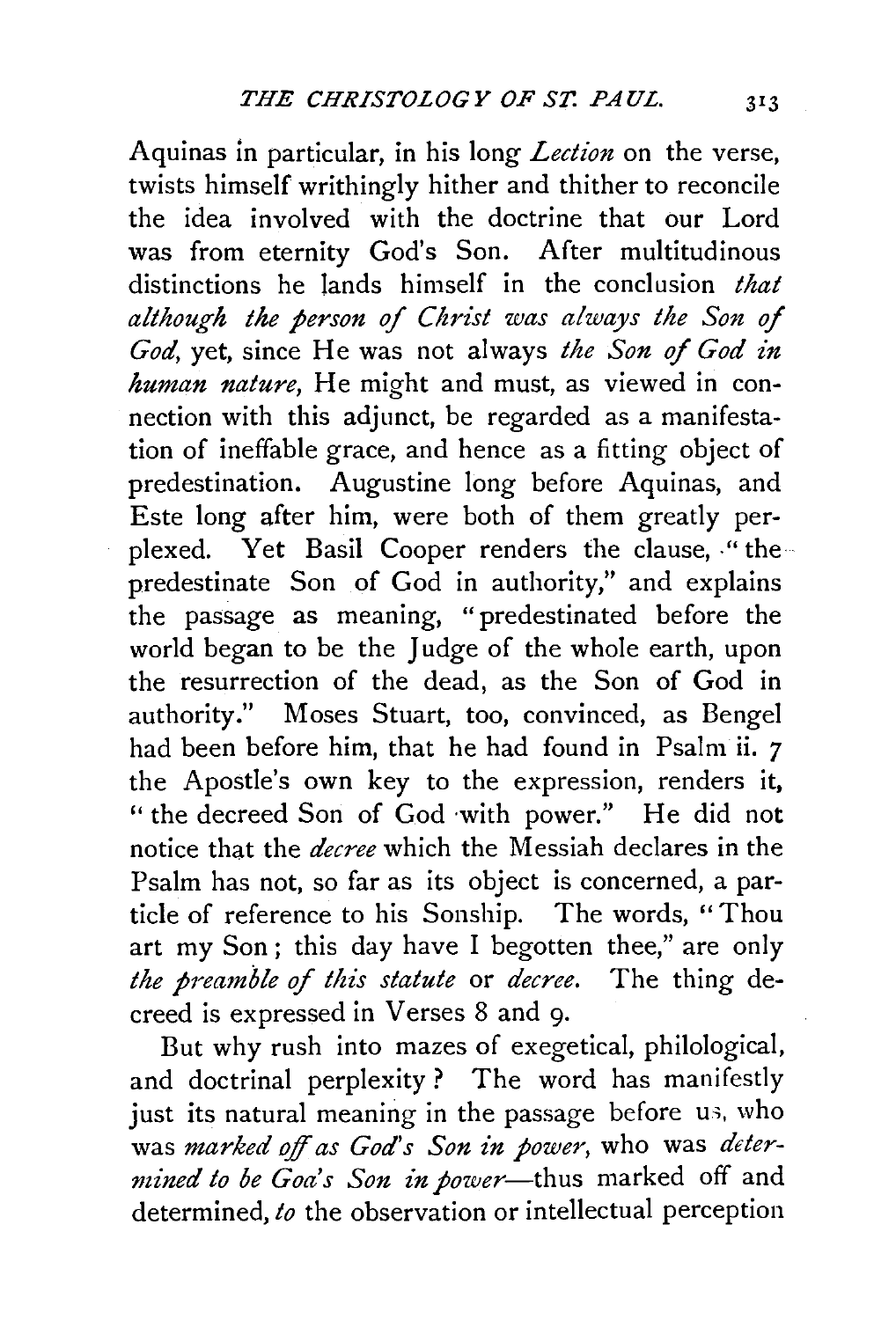Aquinas in particular, in his long *Lection* on the verse, twists himself writhingly hither and thither to reconcile the idea involved with the doctrine that our Lord was from eternity God's Son. After multitudinous distinctions he lands himself in the conclusion *that although the person of Christ was always the Son of God*, yet, since He was not always *the Son of God in human nature*, He might and must, as viewed in connection with this adjunct, be regarded as a manifestation of ineffable grace, and hence as a fitting object of predestination. Augustine long before Aquinas, and Este long after him, were both of them greatly perplexed. Yet Basil Cooper renders the clause, "the predestinate Son of God in authority," and explains the passage as meaning, "predestinated before the world began to be the Judge of the whole earth, upon the resurrection of the dead, as the Son of God in authority." Moses Stuart, too, convinced, as Bengel had been before him, that he had found in Psalm ii. 7 the Apostle's own key to the expression, renders it, "the decreed Son of God with power." He did not notice that the *decree* which the Messiah declares in the Psalm has not, so far as its object is concerned, a particle of reference to his Sonship. The words, "Thou art my Son; this day have I begotten thee," are only *the preamble of this statute* or *decree*. The thing decreed is expressed in Verses 8 and 9.

But why rush into mazes of exegetical, philological, and doctrinal perplexity? The word has manifestly just its natural meaning in the passage before us, who was *marked off as God's Son in power*, who was *determined to be God's Son in power*—thus marked off and determined, *to* the observation or intellectual perception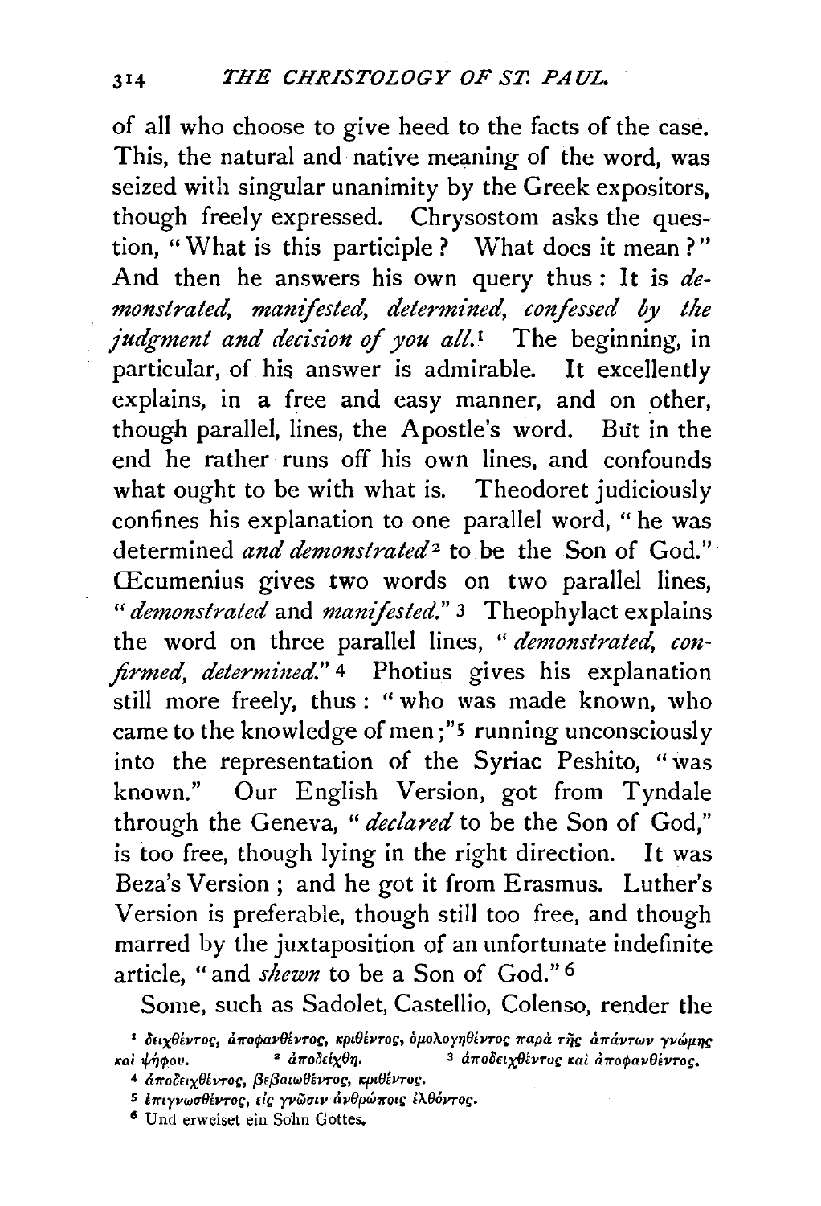of all who choose to give heed to the facts of the case. This, the natural and native meaning of the word, was seized with singular unanimity by the Greek expositors, though freely expressed. Chrysostom asks the question, "What is this participle? What does it mean?" And then he answers his own query thus: It is *demonstrated, manifested, determined, confessed by the judgment and decision of you all.*[1] The beginning, in particular, of his answer is admirable. It excellently explains, in a free and easy manner, and on other, though parallel, lines, the Apostle's word. But in the end he rather runs off his own lines, and confounds what ought to be with what is. Theodoret judiciously confines his explanation to one parallel word, "he was determined *and demonstrated*[2] to be the Son of God." Œcumenius gives two words on two parallel lines, "*demonstrated* and *manifested*."[3] Theophylact explains the word on three parallel lines, "*demonstrated, confirmed, determined.*"[4] Photius gives his explanation still more freely, thus: "who was made known, who came to the knowledge of men;"[5] running unconsciously into the representation of the Syriac Peshito, "was known." Our English Version, got from Tyndale through the Geneva, "*declared* to be the Son of God," is too free, though lying in the right direction. It was Beza's Version; and he got it from Erasmus. Luther's Version is preferable, though still too free, and though marred by the juxtaposition of an unfortunate indefinite article, "and *shewn* to be a Son of God."[6]

Some, such as Sadolet, Castellio, Colenso, render the

[1] δειχθέντος, ἀποφανθέντος, κριθέντος, ὁμολογηθέντος παρὰ τῆς ἁπάντων γνώμης καὶ ψήφου. [2] ἀποδείχθη. [3] ἀποδειχθέντος καὶ ἀποφανθέντος.

[4] ἀποδειχθέντος, βεβαιωθέντος, κριθέντος.

[5] ἐπιγνωσθέντος, εἰς γνῶσιν ἀνθρώποις ἐλθόντος.

[6] Und erweiset ein Sohn Gottes.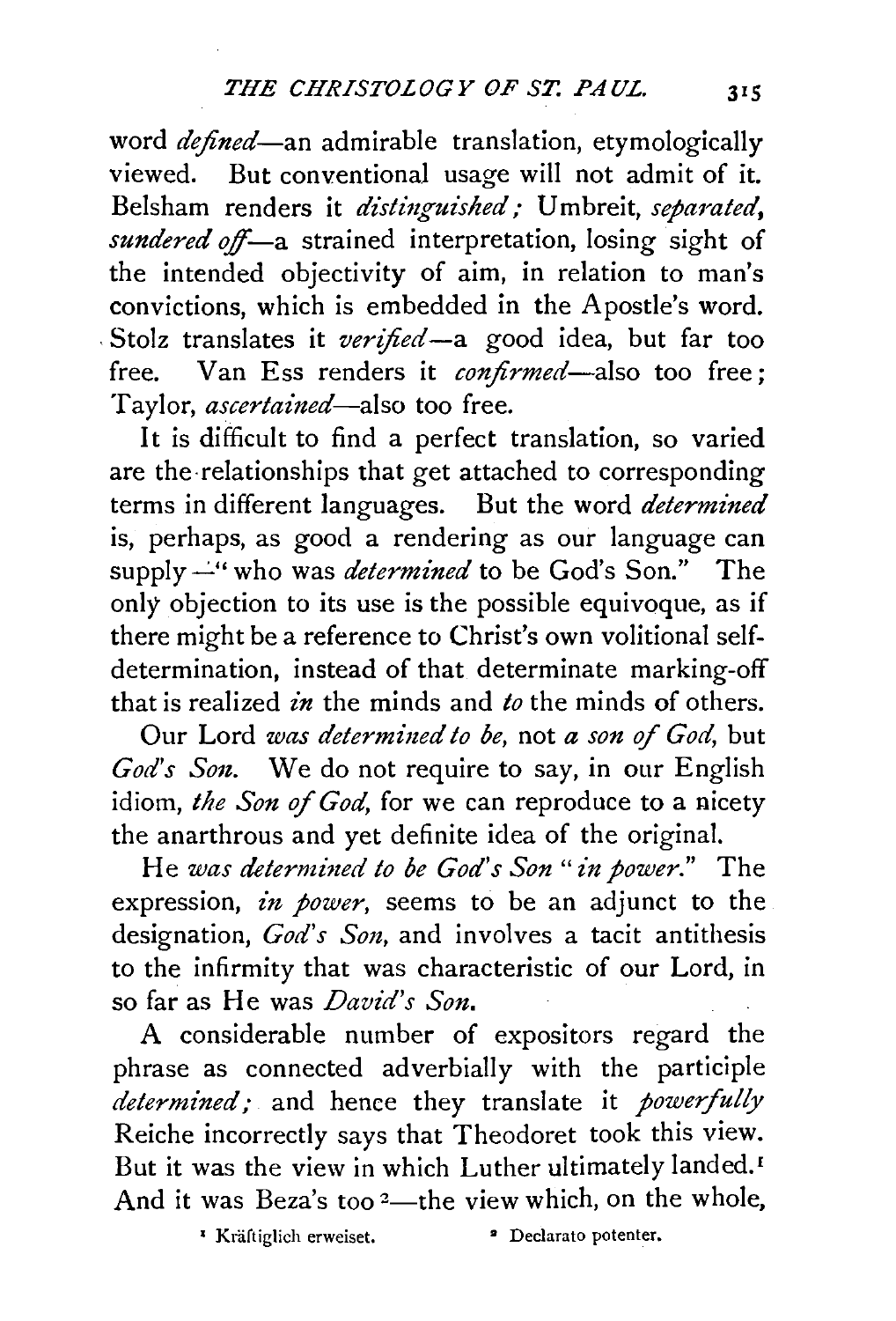word *defined*—an admirable translation, etymologically viewed. But conventional usage will not admit of it. Belsham renders it *distinguished;* Umbreit, *separated, sundered off*—a strained interpretation, losing sight of the intended objectivity of aim, in relation to man's convictions, which is embedded in the Apostle's word. Stolz translates it *verified*—a good idea, but far too free. Van Ess renders it *confirmed*—also too free; Taylor, *ascertained*—also too free.

It is difficult to find a perfect translation, so varied are the relationships that get attached to corresponding terms in different languages. But the word *determined* is, perhaps, as good a rendering as our language can supply—"who was *determined* to be God's Son." The only objection to its use is the possible equivoque, as if there might be a reference to Christ's own volitional self-determination, instead of that determinate marking-off that is realized *in* the minds and *to* the minds of others.

Our Lord *was determined to be*, not *a son of God*, but *God's Son.* We do not require to say, in our English idiom, *the Son of God*, for we can reproduce to a nicety the anarthrous and yet definite idea of the original.

He *was determined to be God's Son "in power."* The expression, *in power*, seems to be an adjunct to the designation, *God's Son*, and involves a tacit antithesis to the infirmity that was characteristic of our Lord, in so far as He was *David's Son.*

A considerable number of expositors regard the phrase as connected adverbially with the participle *determined;* and hence they translate it *powerfully* Reiche incorrectly says that Theodoret took this view. But it was the view in which Luther ultimately landed.[1] And it was Beza's too[2]—the view which, on the whole,

[1] Kräftiglich erweiset. [2] Declarato potenter.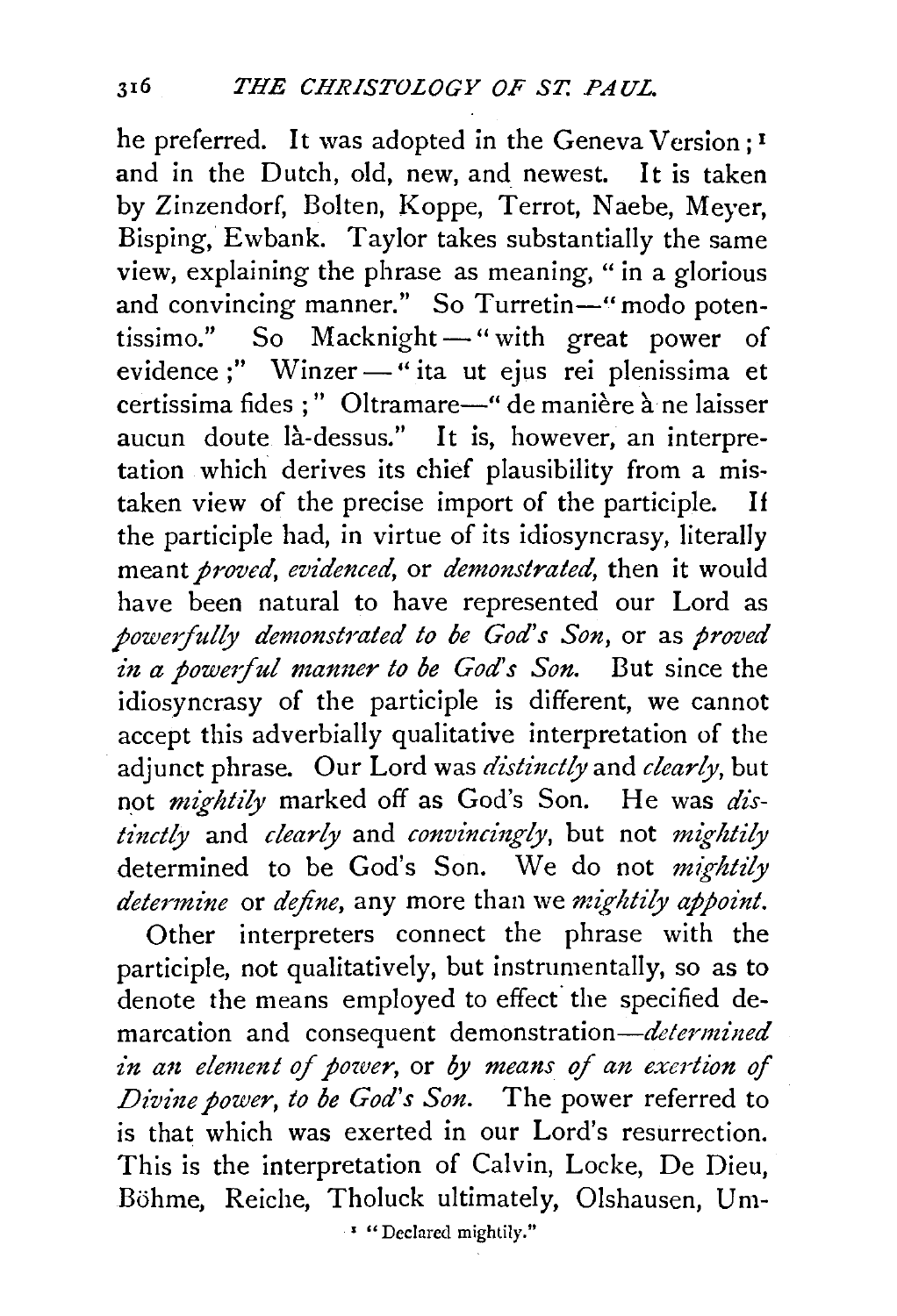he preferred. It was adopted in the Geneva Version;[1] and in the Dutch, old, new, and newest. It is taken by Zinzendorf, Bolten, Koppe, Terrot, Naebe, Meyer, Bisping, Ewbank. Taylor takes substantially the same view, explaining the phrase as meaning, "in a glorious and convincing manner." So Turretin—"modo potentissimo." So Macknight—"with great power of evidence;" Winzer—"ita ut ejus rei plenissima et certissima fides;" Oltramare—"de manière à ne laisser aucun doute là-dessus." It is, however, an interpretation which derives its chief plausibility from a mistaken view of the precise import of the participle. If the participle had, in virtue of its idiosyncrasy, literally meant *proved*, *evidenced*, or *demonstrated*, then it would have been natural to have represented our Lord as *powerfully demonstrated to be God's Son*, or as *proved in a powerful manner to be God's Son.* But since the idiosyncrasy of the participle is different, we cannot accept this adverbially qualitative interpretation of the adjunct phrase. Our Lord was *distinctly* and *clearly*, but not *mightily* marked off as God's Son. He was *distinctly* and *clearly* and *convincingly*, but not *mightily* determined to be God's Son. We do not *mightily determine* or *define*, any more than we *mightily appoint.*

Other interpreters connect the phrase with the participle, not qualitatively, but instrumentally, so as to denote the means employed to effect the specified demarcation and consequent demonstration—*determined in an element of power*, or *by means of an exertion of Divine power, to be God's Son.* The power referred to is that which was exerted in our Lord's resurrection. This is the interpretation of Calvin, Locke, De Dieu, Böhme, Reiche, Tholuck ultimately, Olshausen, Um-

[1] "Declared mightily."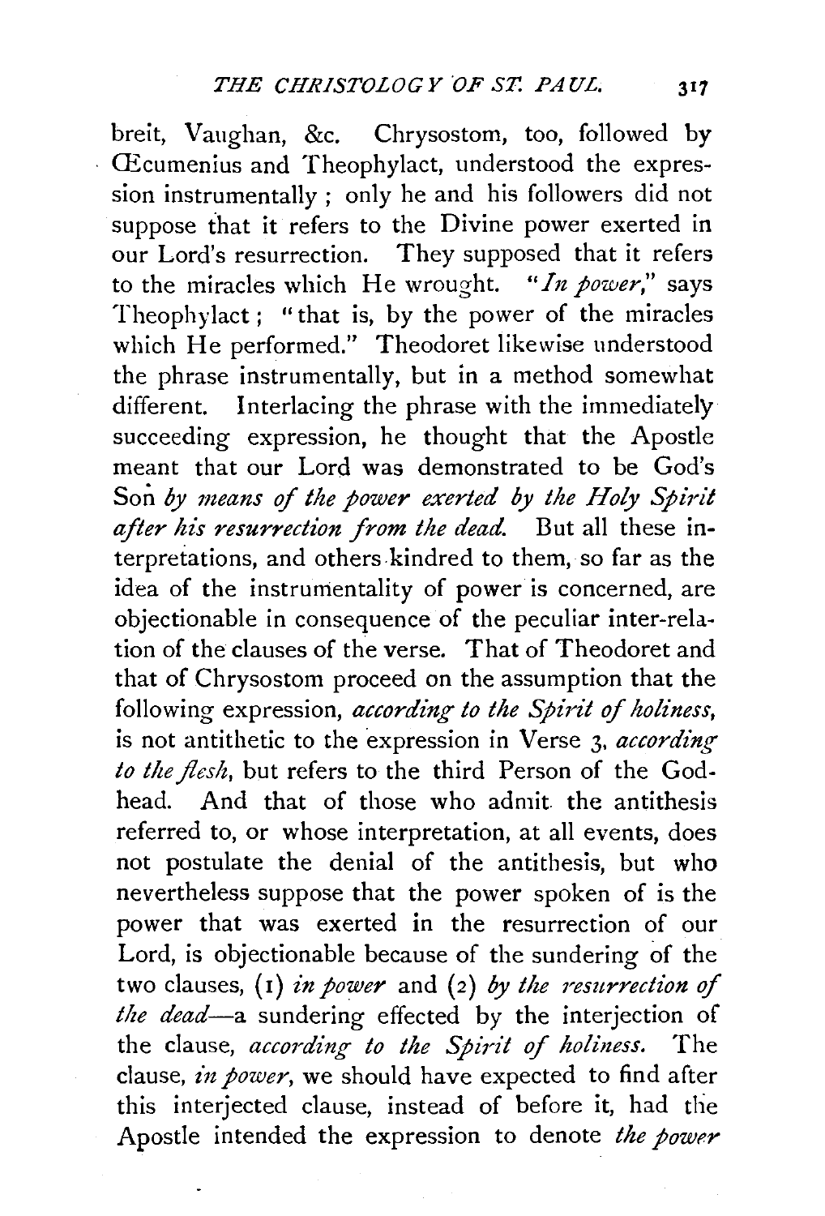breit, Vaughan, &c. Chrysostom, too, followed by Œcumenius and Theophylact, understood the expression instrumentally; only he and his followers did not suppose that it refers to the Divine power exerted in our Lord's resurrection. They supposed that it refers to the miracles which He wrought. "*In power*," says Theophylact; "that is, by the power of the miracles which He performed." Theodoret likewise understood the phrase instrumentally, but in a method somewhat different. Interlacing the phrase with the immediately succeeding expression, he thought that the Apostle meant that our Lord was demonstrated to be God's Son *by means of the power exerted by the Holy Spirit after his resurrection from the dead.* But all these interpretations, and others kindred to them, so far as the idea of the instrumentality of power is concerned, are objectionable in consequence of the peculiar inter-relation of the clauses of the verse. That of Theodoret and that of Chrysostom proceed on the assumption that the following expression, *according to the Spirit of holiness*, is not antithetic to the expression in Verse 3, *according to the flesh*, but refers to the third Person of the Godhead. And that of those who admit the antithesis referred to, or whose interpretation, at all events, does not postulate the denial of the antithesis, but who nevertheless suppose that the power spoken of is the power that was exerted in the resurrection of our Lord, is objectionable because of the sundering of the two clauses, (1) *in power* and (2) *by the resurrection of the dead*—a sundering effected by the interjection of the clause, *according to the Spirit of holiness.* The clause, *in power*, we should have expected to find after this interjected clause, instead of before it, had the Apostle intended the expression to denote *the power*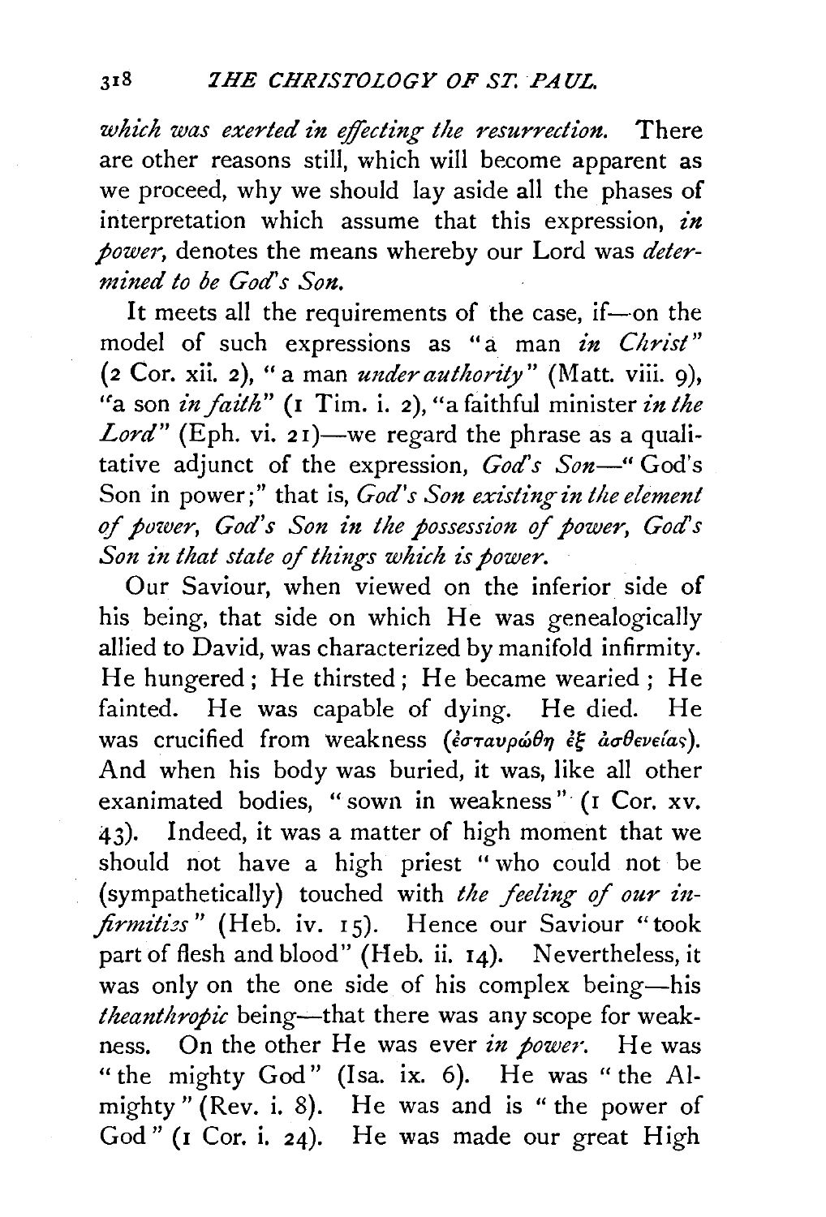*which was exerted in effecting the resurrection.* There are other reasons still, which will become apparent as we proceed, why we should lay aside all the phases of interpretation which assume that this expression, *in power*, denotes the means whereby our Lord was *determined to be God's Son.*

It meets all the requirements of the case, if—on the model of such expressions as "a man *in Christ*" (2 Cor. xii. 2), "a man *under authority*" (Matt. viii. 9), "a son *in faith*" (1 Tim. i. 2), "a faithful minister *in the Lord*" (Eph. vi. 21)—we regard the phrase as a qualitative adjunct of the expression, *God's Son*—"God's Son in power;" that is, *God's Son existing in the element of power, God's Son in the possession of power, God's Son in that state of things which is power.*

Our Saviour, when viewed on the inferior side of his being, that side on which He was genealogically allied to David, was characterized by manifold infirmity. He hungered; He thirsted; He became wearied; He fainted. He was capable of dying. He died. He was crucified from weakness (*ἐσταυρώθη ἐξ ἀσθενείας*). And when his body was buried, it was, like all other exanimated bodies, "sown in weakness" (1 Cor. xv. 43). Indeed, it was a matter of high moment that we should not have a high priest "who could not be (sympathetically) touched with *the feeling of our infirmities*" (Heb. iv. 15). Hence our Saviour "took part of flesh and blood" (Heb. ii. 14). Nevertheless, it was only on the one side of his complex being—his *theanthropic* being—that there was any scope for weakness. On the other He was ever *in power*. He was "the mighty God" (Isa. ix. 6). He was "the Almighty" (Rev. i. 8). He was and is "the power of God" (1 Cor. i. 24). He was made our great High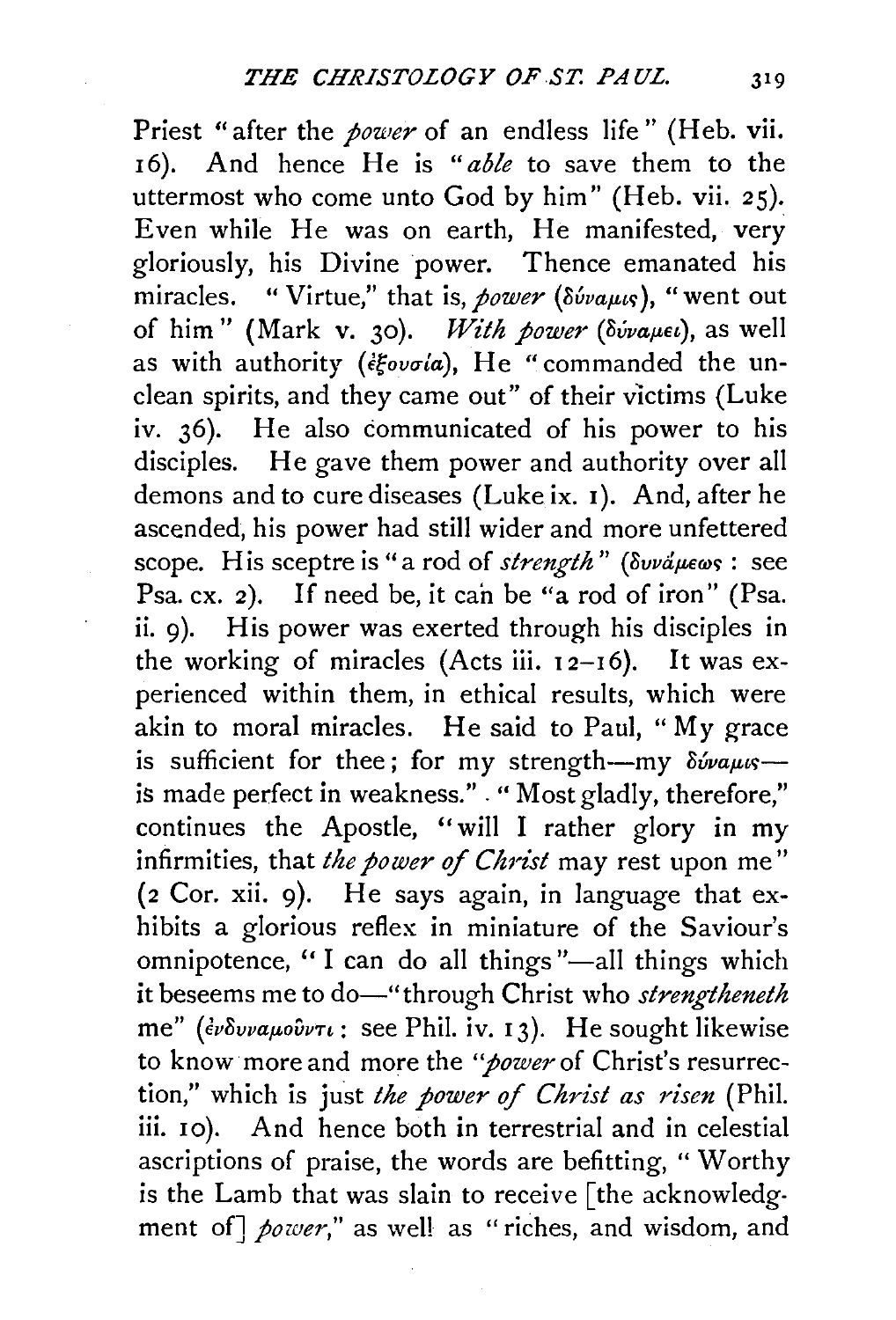Priest "after the *power* of an endless life" (Heb. vii. 16). And hence He is "*able* to save them to the uttermost who come unto God by him" (Heb. vii. 25). Even while He was on earth, He manifested, very gloriously, his Divine power. Thence emanated his miracles. "Virtue," that is, *power* (δύναμις), "went out of him" (Mark v. 30). *With power* (δύναμει), as well as with authority (ἐξουσία), He "commanded the unclean spirits, and they came out" of their victims (Luke iv. 36). He also communicated of his power to his disciples. He gave them power and authority over all demons and to cure diseases (Luke ix. 1). And, after he ascended, his power had still wider and more unfettered scope. His sceptre is "a rod of *strength*" (δυνάμεως: see Psa. cx. 2). If need be, it can be "a rod of iron" (Psa. ii. 9). His power was exerted through his disciples in the working of miracles (Acts iii. 12–16). It was experienced within them, in ethical results, which were akin to moral miracles. He said to Paul, "My grace is sufficient for thee; for my strength—my δύναμις—is made perfect in weakness." "Most gladly, therefore," continues the Apostle, "will I rather glory in my infirmities, that *the power of Christ* may rest upon me" (2 Cor. xii. 9). He says again, in language that exhibits a glorious reflex in miniature of the Saviour's omnipotence, "I can do all things"—all things which it beseems me to do—"through Christ who *strengtheneth* me" (ἐνδυναμοῦντι: see Phil. iv. 13). He sought likewise to know more and more the "*power* of Christ's resurrection," which is just *the power of Christ as risen* (Phil. iii. 10). And hence both in terrestrial and in celestial ascriptions of praise, the words are befitting, "Worthy is the Lamb that was slain to receive [the acknowledgment of] *power*," as well as "riches, and wisdom, and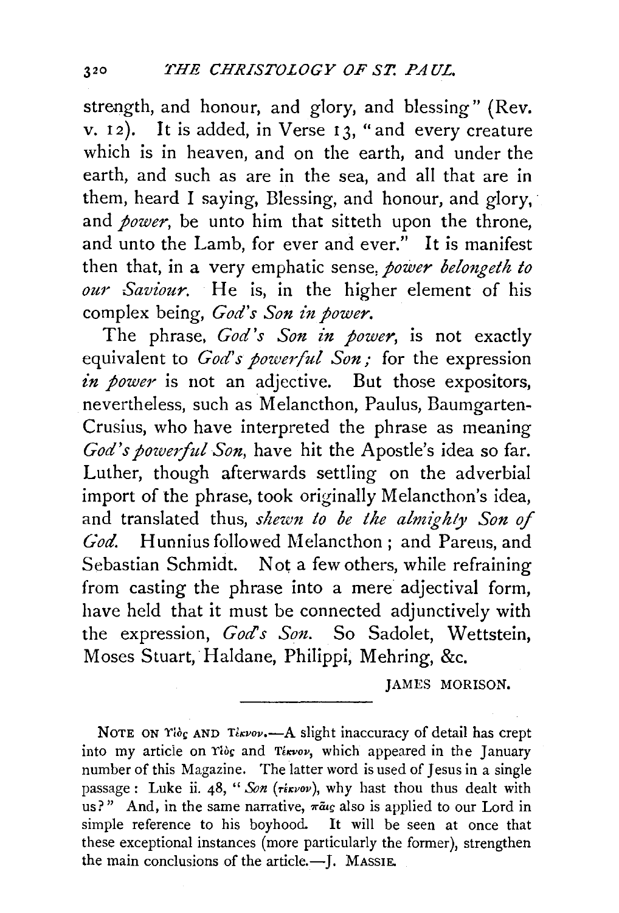strength, and honour, and glory, and blessing" (Rev. v. 12). It is added, in Verse 13, "and every creature which is in heaven, and on the earth, and under the earth, and such as are in the sea, and all that are in them, heard I saying, Blessing, and honour, and glory, and *power*, be unto him that sitteth upon the throne, and unto the Lamb, for ever and ever." It is manifest then that, in a very emphatic sense, *power belongeth to our Saviour.* He is, in the higher element of his complex being, *God's Son in power.*

The phrase, *God's Son in power*, is not exactly equivalent to *God's powerful Son;* for the expression *in power* is not an adjective. But those expositors, nevertheless, such as Melancthon, Paulus, Baumgarten-Crusius, who have interpreted the phrase as meaning *God's powerful Son*, have hit the Apostle's idea so far. Luther, though afterwards settling on the adverbial import of the phrase, took originally Melancthon's idea, and translated thus, *shewn to be the almighty Son of God.* Hunnius followed Melancthon; and Pareus, and Sebastian Schmidt. Not a few others, while refraining from casting the phrase into a mere adjectival form, have held that it must be connected adjunctively with the expression, *God's Son.* So Sadolet, Wettstein, Moses Stuart, Haldane, Philippi, Mehring, &c.

JAMES MORISON.

---

NOTE ON Υἱὸς AND Τέκνον.—A slight inaccuracy of detail has crept into my article on Υἱὸς and Τέκνον, which appeared in the January number of this Magazine. The latter word is used of Jesus in a single passage: Luke ii. 48, "*Son* (τέκνον), why hast thou thus dealt with us?" And, in the same narrative, παῖς also is applied to our Lord in simple reference to his boyhood. It will be seen at once that these exceptional instances (more particularly the former), strengthen the main conclusions of the article.—J. MASSIE.